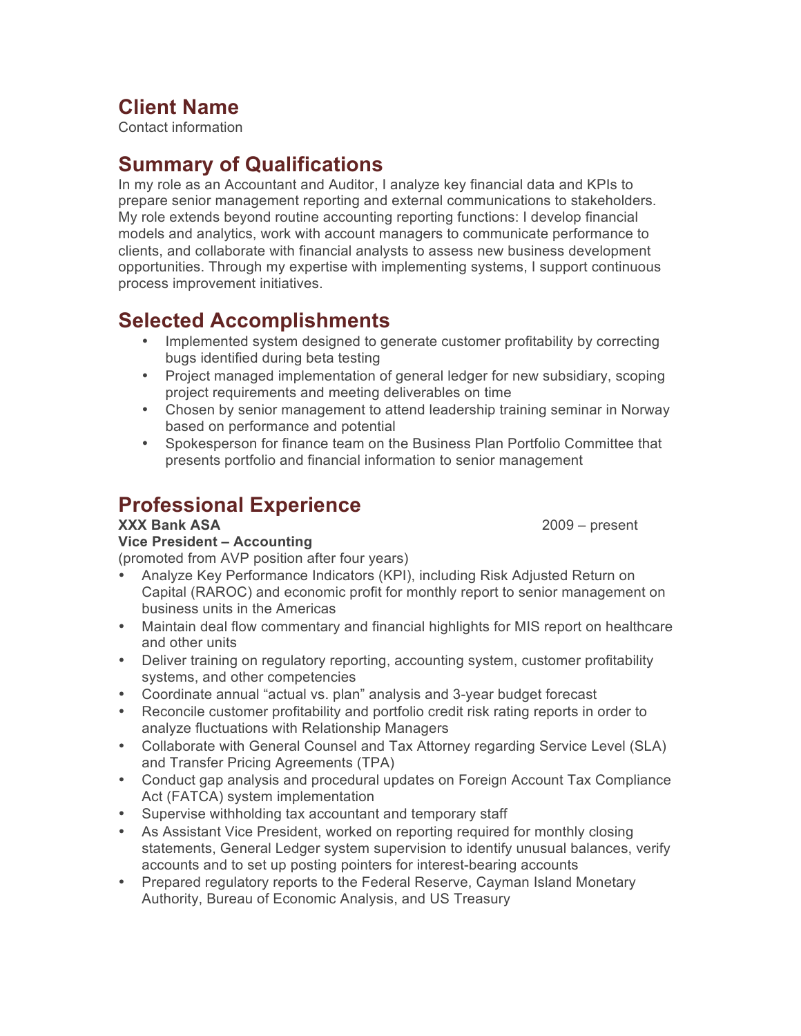# Client Name

Contact information

## Summary of Qualifications

In my role as an Accountant and Auditor, I analyze key financial data and KPIs to prepare senior management reporting and external communications to stakeholders. My role extends beyond routine accounting reporting functions: I develop financial models and analytics, work with account managers to communicate performance to clients, and collaborate with financial analysts to assess new business development opportunities. Through my expertise with implementing systems, I support continuous process improvement initiatives.

## Selected Accomplishments

- Implemented system designed to generate customer profitability by correcting bugs identified during beta testing
- Project managed implementation of general ledger for new subsidiary, scoping project requirements and meeting deliverables on time
- Chosen by senior management to attend leadership training seminar in Norway based on performance and potential
- Spokesperson for finance team on the Business Plan Portfolio Committee that presents portfolio and financial information to senior management

## Professional Experience

**XXX Bank ASA** 2009 – present

**Vice President – Accounting**

(promoted from AVP position after four years)

- Analyze Key Performance Indicators (KPI), including Risk Adjusted Return on Capital (RAROC) and economic profit for monthly report to senior management on business units in the Americas
- Maintain deal flow commentary and financial highlights for MIS report on healthcare and other units
- Deliver training on regulatory reporting, accounting system, customer profitability systems, and other competencies
- Coordinate annual "actual vs. plan" analysis and 3-year budget forecast
- Reconcile customer profitability and portfolio credit risk rating reports in order to analyze fluctuations with Relationship Managers
- Collaborate with General Counsel and Tax Attorney regarding Service Level (SLA) and Transfer Pricing Agreements (TPA)
- Conduct gap analysis and procedural updates on Foreign Account Tax Compliance Act (FATCA) system implementation
- Supervise withholding tax accountant and temporary staff
- As Assistant Vice President, worked on reporting required for monthly closing statements, General Ledger system supervision to identify unusual balances, verify accounts and to set up posting pointers for interest-bearing accounts
- Prepared regulatory reports to the Federal Reserve, Cayman Island Monetary Authority, Bureau of Economic Analysis, and US Treasury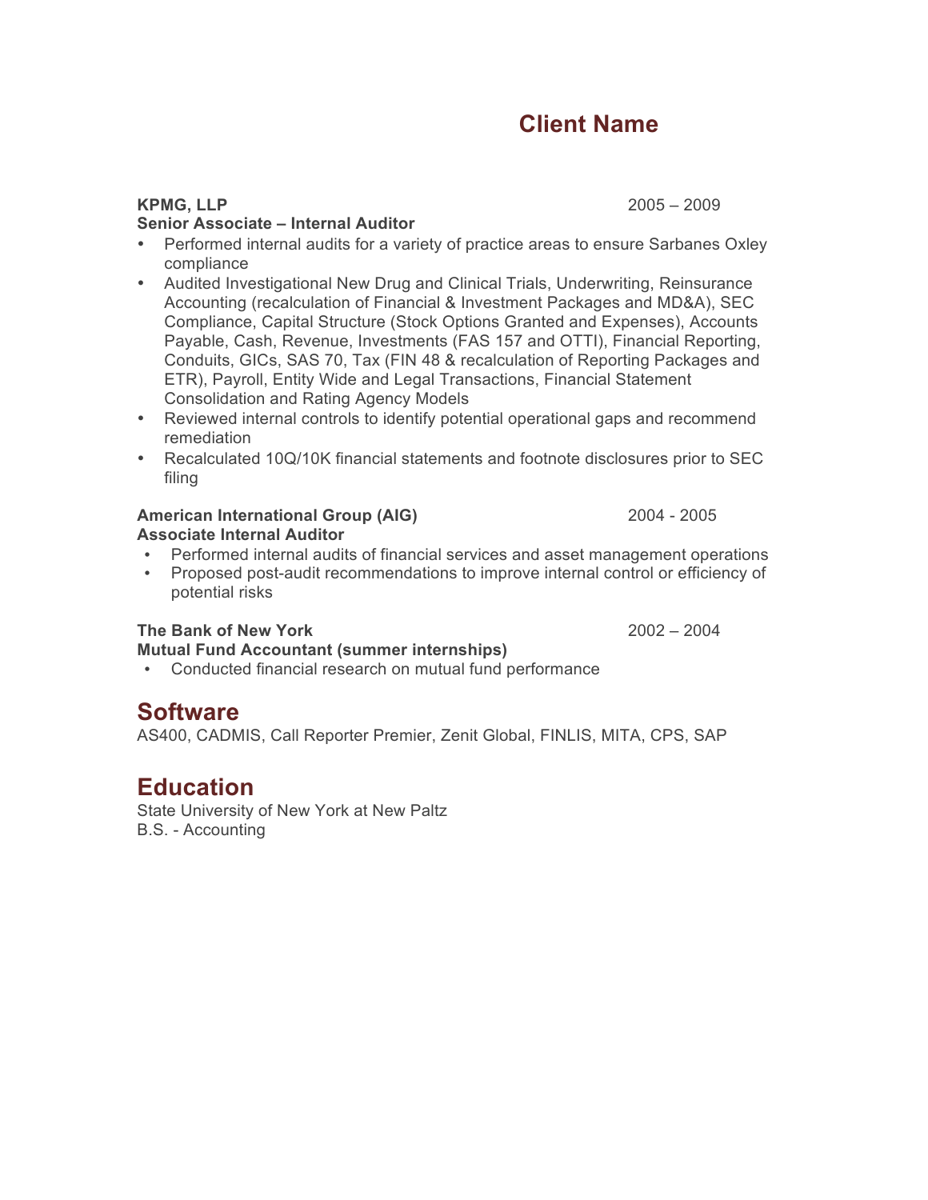# Client Name

**KPMG, LLP** 2005 – 2009
**Senior Associate – Internal Auditor**

- Performed internal audits for a variety of practice areas to ensure Sarbanes Oxley compliance
- Audited Investigational New Drug and Clinical Trials, Underwriting, Reinsurance Accounting (recalculation of Financial & Investment Packages and MD&A), SEC Compliance, Capital Structure (Stock Options Granted and Expenses), Accounts Payable, Cash, Revenue, Investments (FAS 157 and OTTI), Financial Reporting, Conduits, GICs, SAS 70, Tax (FIN 48 & recalculation of Reporting Packages and ETR), Payroll, Entity Wide and Legal Transactions, Financial Statement Consolidation and Rating Agency Models
- Reviewed internal controls to identify potential operational gaps and recommend remediation
- Recalculated 10Q/10K financial statements and footnote disclosures prior to SEC filing

**American International Group (AIG)** 2004 - 2005
**Associate Internal Auditor**

- Performed internal audits of financial services and asset management operations
- Proposed post-audit recommendations to improve internal control or efficiency of potential risks

**The Bank of New York** 2002 – 2004
**Mutual Fund Accountant (summer internships)**

- Conducted financial research on mutual fund performance

## Software

AS400, CADMIS, Call Reporter Premier, Zenit Global, FINLIS, MITA, CPS, SAP

## Education

State University of New York at New Paltz
B.S. - Accounting